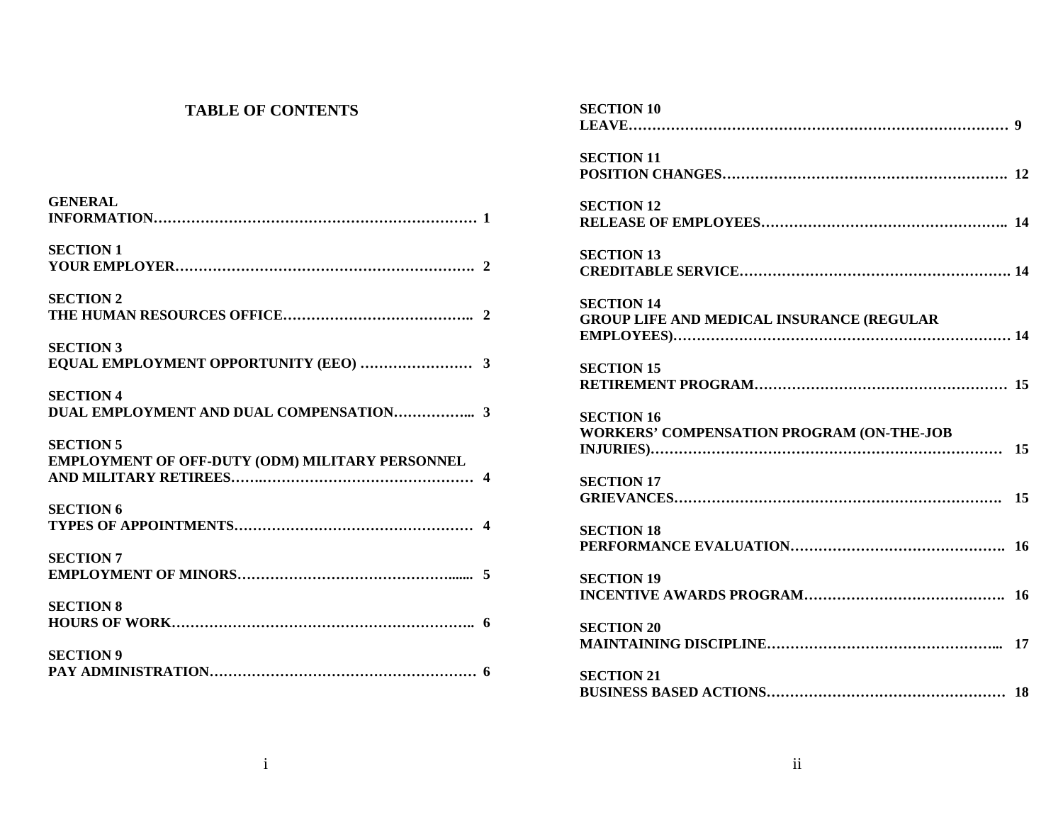# TABLE OF CONTENTS

**GENERAL INFORMATION**……………………………………………………………… **1**

**SECTION 1**
**YOUR EMPLOYER**………………………………………………………. **2**

**SECTION 2**
**THE HUMAN RESOURCES OFFICE**………………………………….. **2**

**SECTION 3**
**EQUAL EMPLOYMENT OPPORTUNITY (EEO)** …………………… **3**

**SECTION 4**
**DUAL EMPLOYMENT AND DUAL COMPENSATION**……………... **3**

**SECTION 5**
**EMPLOYMENT OF OFF-DUTY (ODM) MILITARY PERSONNEL AND MILITARY RETIREES**………………………………………… **4**

**SECTION 6**
**TYPES OF APPOINTMENTS**…………………………………………… **4**

**SECTION 7**
**EMPLOYMENT OF MINORS**……………………………………....... **5**

**SECTION 8**
**HOURS OF WORK**……………………………………………………….. **6**

**SECTION 9**
**PAY ADMINISTRATION**………………………………………………… **6**

**SECTION 10**
**LEAVE**……………………………………………………………………… **9**

**SECTION 11**
**POSITION CHANGES**…………………………………………………. **12**

**SECTION 12**
**RELEASE OF EMPLOYEES**………………………………………….. **14**

**SECTION 13**
**CREDITABLE SERVICE**………………………………………………. **14**

**SECTION 14**
**GROUP LIFE AND MEDICAL INSURANCE (REGULAR EMPLOYEES)**…………………………………………………………… **14**

**SECTION 15**
**RETIREMENT PROGRAM**…………………………………………… **15**

**SECTION 16**
**WORKERS' COMPENSATION PROGRAM (ON-THE-JOB INJURIES)**………………………………………………………………… **15**

**SECTION 17**
**GRIEVANCES**…………………………………………………………. **15**

**SECTION 18**
**PERFORMANCE EVALUATION**……………………………………. **16**

**SECTION 19**
**INCENTIVE AWARDS PROGRAM**…………………………………. **16**

**SECTION 20**
**MAINTAINING DISCIPLINE**………………………………………... **17**

**SECTION 21**
**BUSINESS BASED ACTIONS**………………………………………… **18**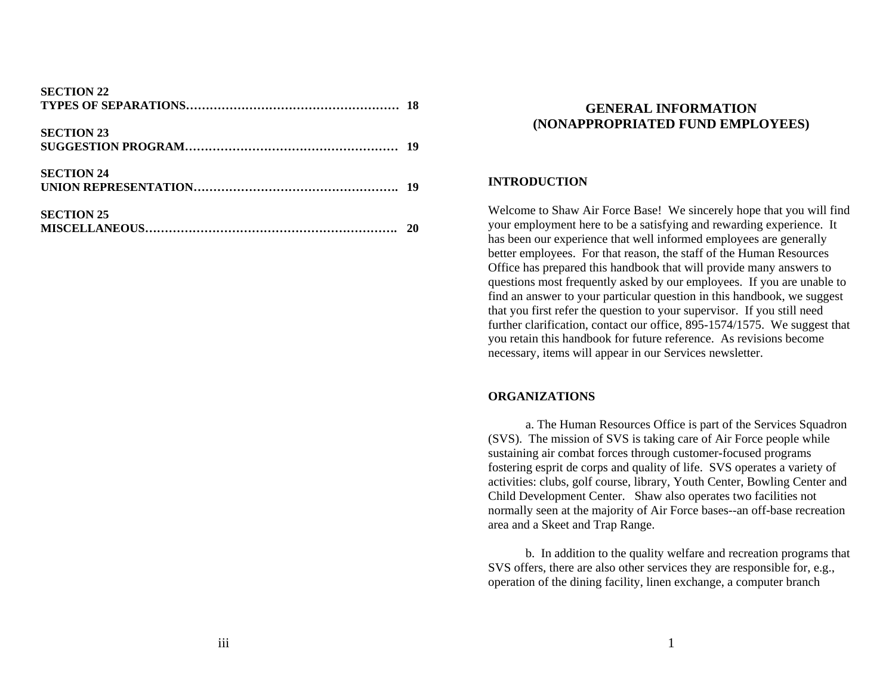**SECTION 22**
**TYPES OF SEPARATIONS……………………………………………… 18**

**SECTION 23**
**SUGGESTION PROGRAM……………………………………………… 19**

**SECTION 24**
**UNION REPRESENTATION……………………………………………. 19**

**SECTION 25**
**MISCELLANEOUS………………………………………………………. 20**

# GENERAL INFORMATION (NONAPPROPRIATED FUND EMPLOYEES)

## INTRODUCTION

Welcome to Shaw Air Force Base! We sincerely hope that you will find your employment here to be a satisfying and rewarding experience. It has been our experience that well informed employees are generally better employees. For that reason, the staff of the Human Resources Office has prepared this handbook that will provide many answers to questions most frequently asked by our employees. If you are unable to find an answer to your particular question in this handbook, we suggest that you first refer the question to your supervisor. If you still need further clarification, contact our office, 895-1574/1575. We suggest that you retain this handbook for future reference. As revisions become necessary, items will appear in our Services newsletter.

## ORGANIZATIONS

a. The Human Resources Office is part of the Services Squadron (SVS). The mission of SVS is taking care of Air Force people while sustaining air combat forces through customer-focused programs fostering esprit de corps and quality of life. SVS operates a variety of activities: clubs, golf course, library, Youth Center, Bowling Center and Child Development Center. Shaw also operates two facilities not normally seen at the majority of Air Force bases--an off-base recreation area and a Skeet and Trap Range.

b. In addition to the quality welfare and recreation programs that SVS offers, there are also other services they are responsible for, e.g., operation of the dining facility, linen exchange, a computer branch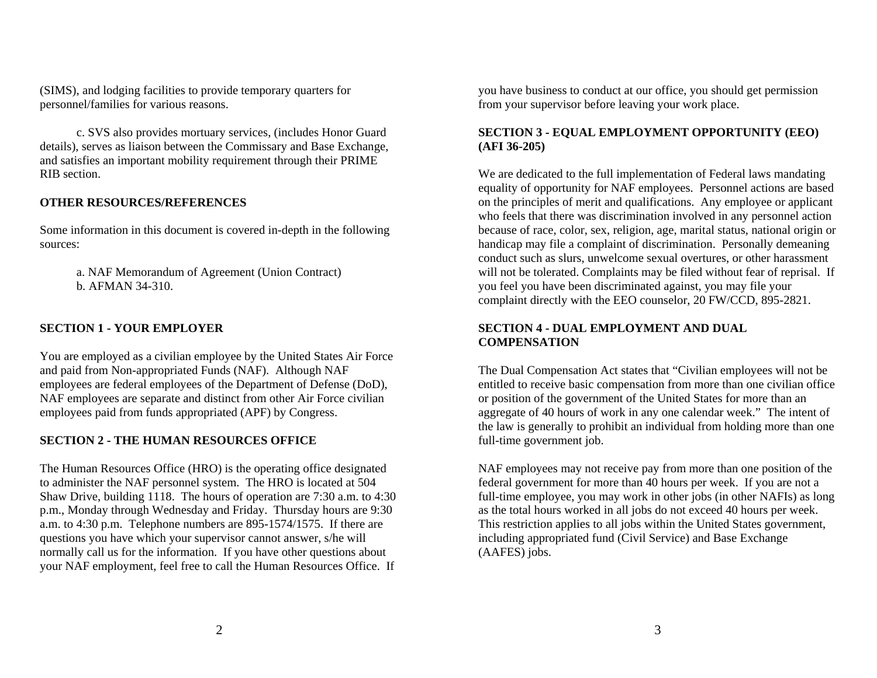(SIMS), and lodging facilities to provide temporary quarters for personnel/families for various reasons.

c. SVS also provides mortuary services, (includes Honor Guard details), serves as liaison between the Commissary and Base Exchange, and satisfies an important mobility requirement through their PRIME RIB section.

**OTHER RESOURCES/REFERENCES**

Some information in this document is covered in-depth in the following sources:

a. NAF Memorandum of Agreement (Union Contract)
b. AFMAN 34-310.

**SECTION 1 - YOUR EMPLOYER**

You are employed as a civilian employee by the United States Air Force and paid from Non-appropriated Funds (NAF). Although NAF employees are federal employees of the Department of Defense (DoD), NAF employees are separate and distinct from other Air Force civilian employees paid from funds appropriated (APF) by Congress.

**SECTION 2 - THE HUMAN RESOURCES OFFICE**

The Human Resources Office (HRO) is the operating office designated to administer the NAF personnel system. The HRO is located at 504 Shaw Drive, building 1118. The hours of operation are 7:30 a.m. to 4:30 p.m., Monday through Wednesday and Friday. Thursday hours are 9:30 a.m. to 4:30 p.m. Telephone numbers are 895-1574/1575. If there are questions you have which your supervisor cannot answer, s/he will normally call us for the information. If you have other questions about your NAF employment, feel free to call the Human Resources Office. If you have business to conduct at our office, you should get permission from your supervisor before leaving your work place.

**SECTION 3 - EQUAL EMPLOYMENT OPPORTUNITY (EEO) (AFI 36-205)**

We are dedicated to the full implementation of Federal laws mandating equality of opportunity for NAF employees. Personnel actions are based on the principles of merit and qualifications. Any employee or applicant who feels that there was discrimination involved in any personnel action because of race, color, sex, religion, age, marital status, national origin or handicap may file a complaint of discrimination. Personally demeaning conduct such as slurs, unwelcome sexual overtures, or other harassment will not be tolerated. Complaints may be filed without fear of reprisal. If you feel you have been discriminated against, you may file your complaint directly with the EEO counselor, 20 FW/CCD, 895-2821.

**SECTION 4 - DUAL EMPLOYMENT AND DUAL COMPENSATION**

The Dual Compensation Act states that "Civilian employees will not be entitled to receive basic compensation from more than one civilian office or position of the government of the United States for more than an aggregate of 40 hours of work in any one calendar week." The intent of the law is generally to prohibit an individual from holding more than one full-time government job.

NAF employees may not receive pay from more than one position of the federal government for more than 40 hours per week. If you are not a full-time employee, you may work in other jobs (in other NAFIs) as long as the total hours worked in all jobs do not exceed 40 hours per week. This restriction applies to all jobs within the United States government, including appropriated fund (Civil Service) and Base Exchange (AAFES) jobs.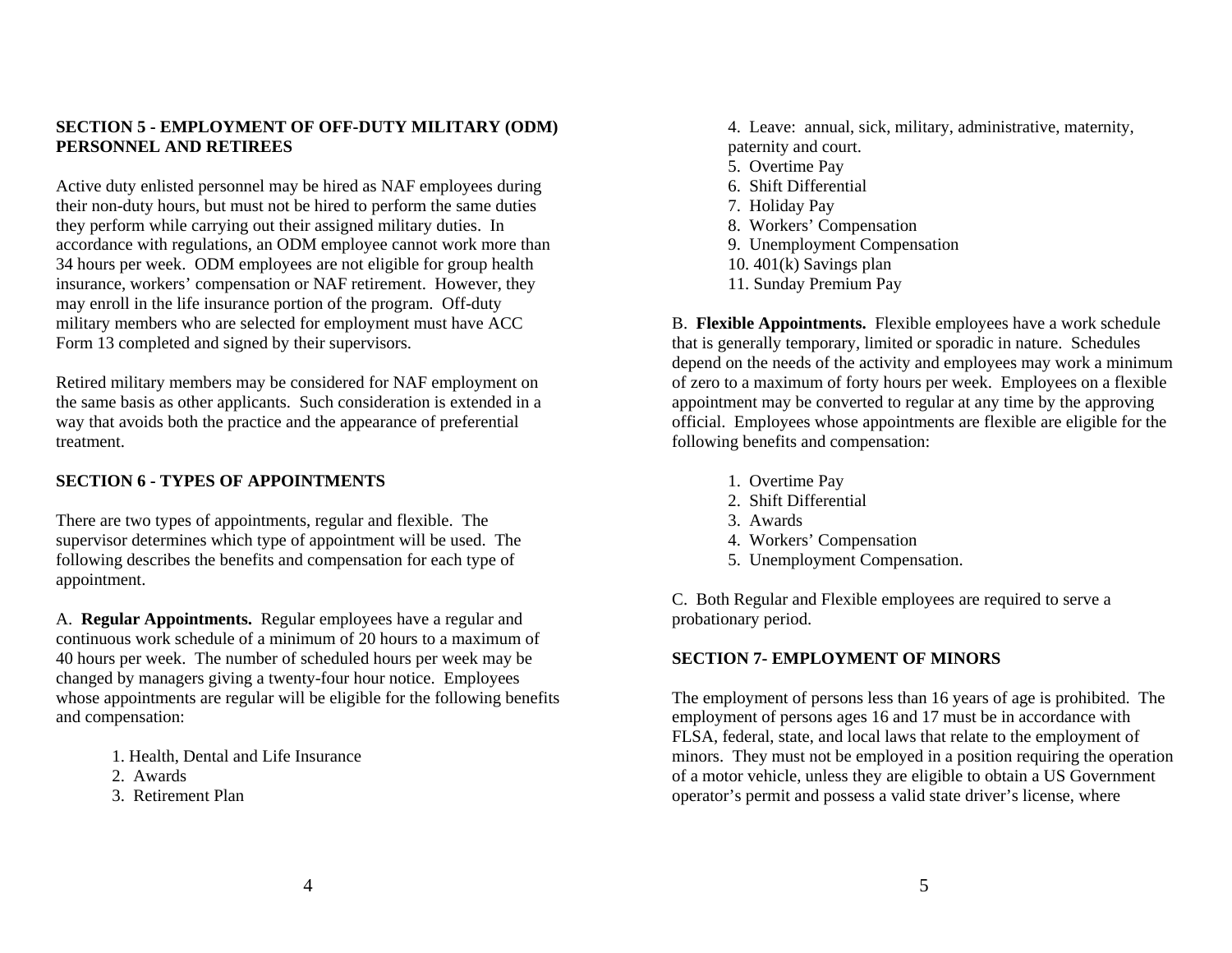## SECTION 5 - EMPLOYMENT OF OFF-DUTY MILITARY (ODM) PERSONNEL AND RETIREES

Active duty enlisted personnel may be hired as NAF employees during their non-duty hours, but must not be hired to perform the same duties they perform while carrying out their assigned military duties. In accordance with regulations, an ODM employee cannot work more than 34 hours per week. ODM employees are not eligible for group health insurance, workers' compensation or NAF retirement. However, they may enroll in the life insurance portion of the program. Off-duty military members who are selected for employment must have ACC Form 13 completed and signed by their supervisors.

Retired military members may be considered for NAF employment on the same basis as other applicants. Such consideration is extended in a way that avoids both the practice and the appearance of preferential treatment.

## SECTION 6 - TYPES OF APPOINTMENTS

There are two types of appointments, regular and flexible. The supervisor determines which type of appointment will be used. The following describes the benefits and compensation for each type of appointment.

A. **Regular Appointments.** Regular employees have a regular and continuous work schedule of a minimum of 20 hours to a maximum of 40 hours per week. The number of scheduled hours per week may be changed by managers giving a twenty-four hour notice. Employees whose appointments are regular will be eligible for the following benefits and compensation:

1. Health, Dental and Life Insurance
2. Awards
3. Retirement Plan
4. Leave: annual, sick, military, administrative, maternity, paternity and court.
5. Overtime Pay
6. Shift Differential
7. Holiday Pay
8. Workers' Compensation
9. Unemployment Compensation
10. 401(k) Savings plan
11. Sunday Premium Pay

B. **Flexible Appointments.** Flexible employees have a work schedule that is generally temporary, limited or sporadic in nature. Schedules depend on the needs of the activity and employees may work a minimum of zero to a maximum of forty hours per week. Employees on a flexible appointment may be converted to regular at any time by the approving official. Employees whose appointments are flexible are eligible for the following benefits and compensation:

1. Overtime Pay
2. Shift Differential
3. Awards
4. Workers' Compensation
5. Unemployment Compensation.

C. Both Regular and Flexible employees are required to serve a probationary period.

## SECTION 7- EMPLOYMENT OF MINORS

The employment of persons less than 16 years of age is prohibited. The employment of persons ages 16 and 17 must be in accordance with FLSA, federal, state, and local laws that relate to the employment of minors. They must not be employed in a position requiring the operation of a motor vehicle, unless they are eligible to obtain a US Government operator's permit and possess a valid state driver's license, where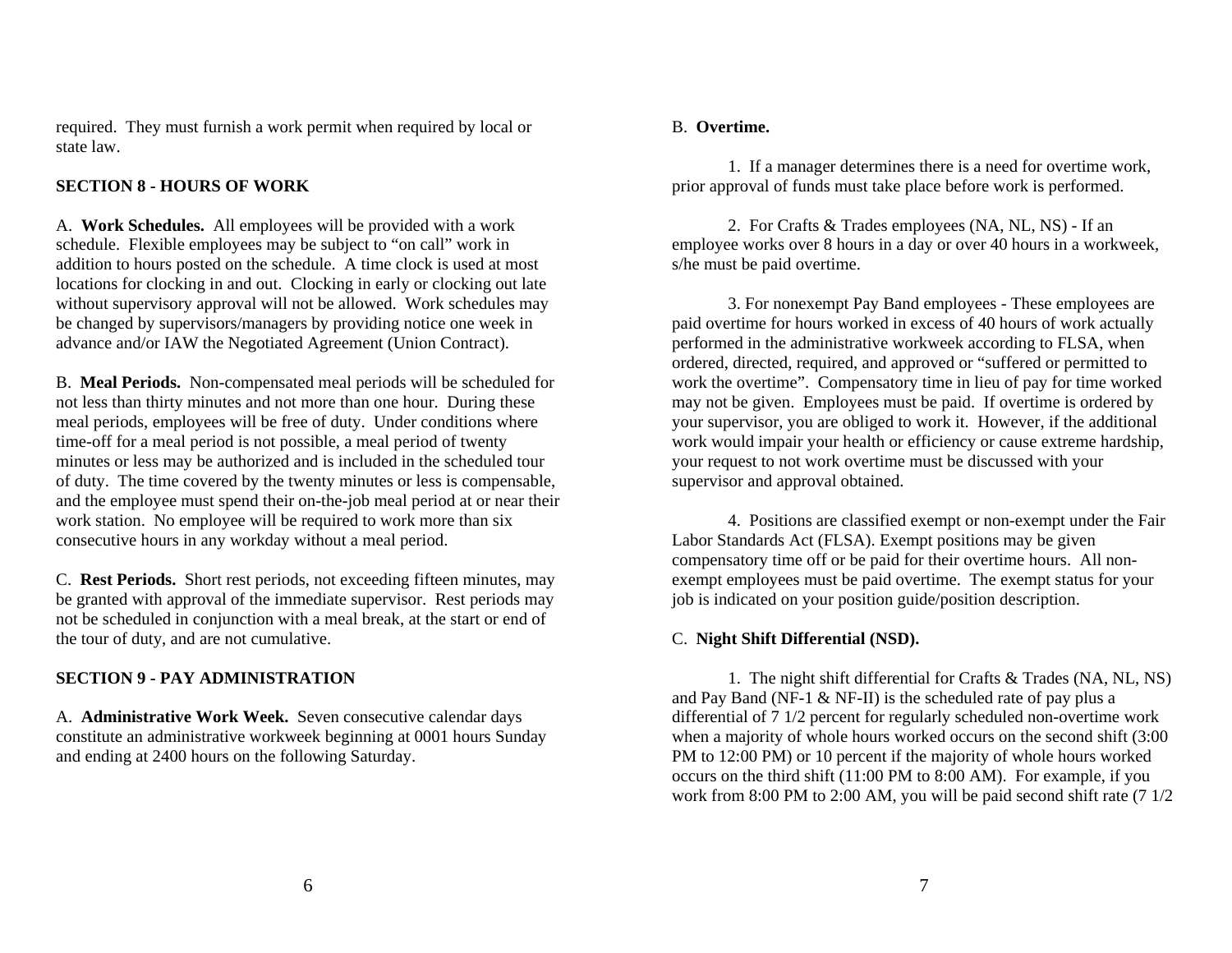required. They must furnish a work permit when required by local or state law.

## SECTION 8 - HOURS OF WORK

A. **Work Schedules.** All employees will be provided with a work schedule. Flexible employees may be subject to "on call" work in addition to hours posted on the schedule. A time clock is used at most locations for clocking in and out. Clocking in early or clocking out late without supervisory approval will not be allowed. Work schedules may be changed by supervisors/managers by providing notice one week in advance and/or IAW the Negotiated Agreement (Union Contract).

B. **Meal Periods.** Non-compensated meal periods will be scheduled for not less than thirty minutes and not more than one hour. During these meal periods, employees will be free of duty. Under conditions where time-off for a meal period is not possible, a meal period of twenty minutes or less may be authorized and is included in the scheduled tour of duty. The time covered by the twenty minutes or less is compensable, and the employee must spend their on-the-job meal period at or near their work station. No employee will be required to work more than six consecutive hours in any workday without a meal period.

C. **Rest Periods.** Short rest periods, not exceeding fifteen minutes, may be granted with approval of the immediate supervisor. Rest periods may not be scheduled in conjunction with a meal break, at the start or end of the tour of duty, and are not cumulative.

## SECTION 9 - PAY ADMINISTRATION

A. **Administrative Work Week.** Seven consecutive calendar days constitute an administrative workweek beginning at 0001 hours Sunday and ending at 2400 hours on the following Saturday.

B. **Overtime.**

1. If a manager determines there is a need for overtime work, prior approval of funds must take place before work is performed.

2. For Crafts & Trades employees (NA, NL, NS) - If an employee works over 8 hours in a day or over 40 hours in a workweek, s/he must be paid overtime.

3. For nonexempt Pay Band employees - These employees are paid overtime for hours worked in excess of 40 hours of work actually performed in the administrative workweek according to FLSA, when ordered, directed, required, and approved or "suffered or permitted to work the overtime". Compensatory time in lieu of pay for time worked may not be given. Employees must be paid. If overtime is ordered by your supervisor, you are obliged to work it. However, if the additional work would impair your health or efficiency or cause extreme hardship, your request to not work overtime must be discussed with your supervisor and approval obtained.

4. Positions are classified exempt or non-exempt under the Fair Labor Standards Act (FLSA). Exempt positions may be given compensatory time off or be paid for their overtime hours. All non-exempt employees must be paid overtime. The exempt status for your job is indicated on your position guide/position description.

C. **Night Shift Differential (NSD).**

1. The night shift differential for Crafts & Trades (NA, NL, NS) and Pay Band (NF-1 & NF-II) is the scheduled rate of pay plus a differential of 7 1/2 percent for regularly scheduled non-overtime work when a majority of whole hours worked occurs on the second shift (3:00 PM to 12:00 PM) or 10 percent if the majority of whole hours worked occurs on the third shift (11:00 PM to 8:00 AM). For example, if you work from 8:00 PM to 2:00 AM, you will be paid second shift rate (7 1/2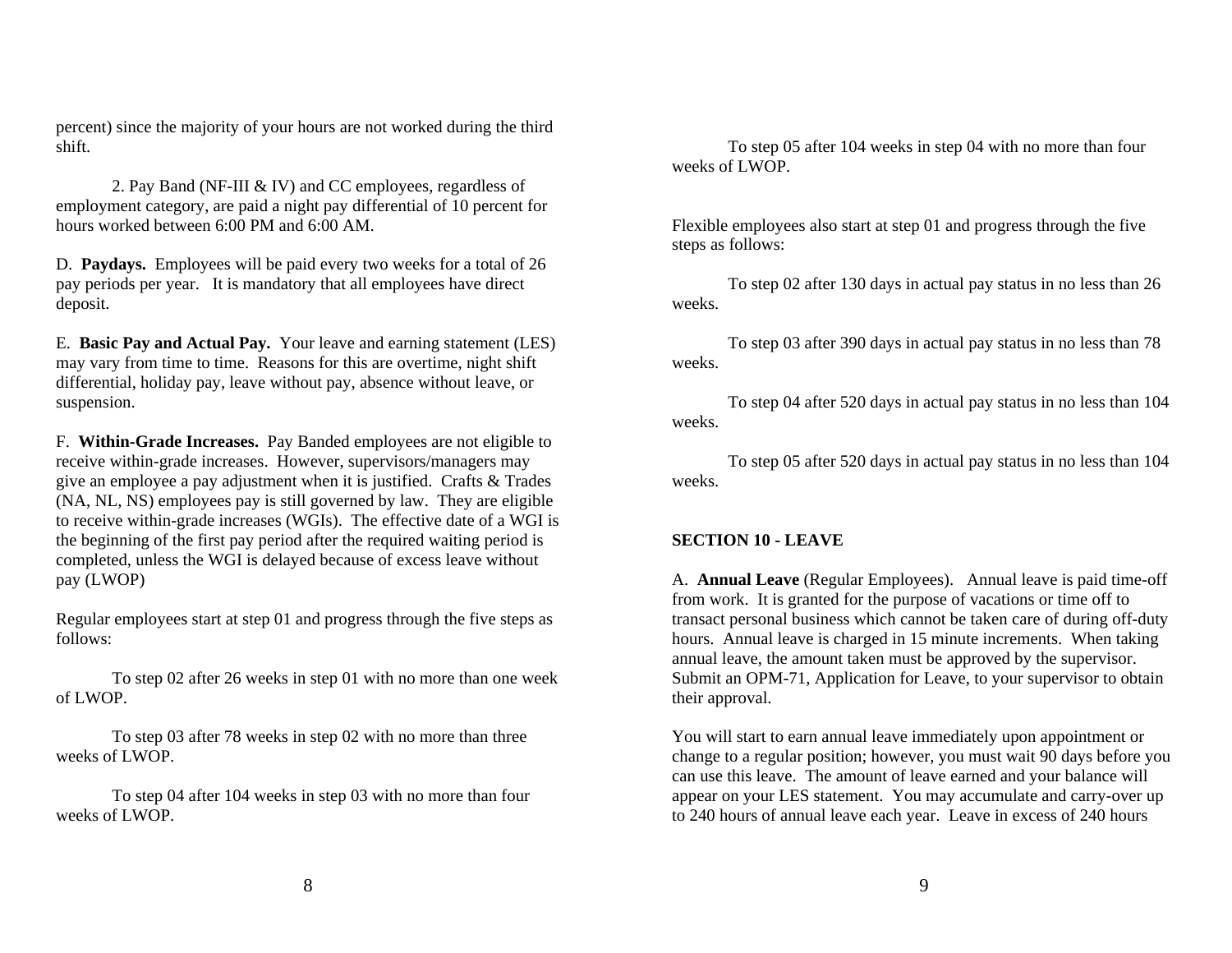percent) since the majority of your hours are not worked during the third shift.

2. Pay Band (NF-III & IV) and CC employees, regardless of employment category, are paid a night pay differential of 10 percent for hours worked between 6:00 PM and 6:00 AM.

D. **Paydays.** Employees will be paid every two weeks for a total of 26 pay periods per year. It is mandatory that all employees have direct deposit.

E. **Basic Pay and Actual Pay.** Your leave and earning statement (LES) may vary from time to time. Reasons for this are overtime, night shift differential, holiday pay, leave without pay, absence without leave, or suspension.

F. **Within-Grade Increases.** Pay Banded employees are not eligible to receive within-grade increases. However, supervisors/managers may give an employee a pay adjustment when it is justified. Crafts & Trades (NA, NL, NS) employees pay is still governed by law. They are eligible to receive within-grade increases (WGIs). The effective date of a WGI is the beginning of the first pay period after the required waiting period is completed, unless the WGI is delayed because of excess leave without pay (LWOP)

Regular employees start at step 01 and progress through the five steps as follows:

To step 02 after 26 weeks in step 01 with no more than one week of LWOP.

To step 03 after 78 weeks in step 02 with no more than three weeks of LWOP.

To step 04 after 104 weeks in step 03 with no more than four weeks of LWOP.

To step 05 after 104 weeks in step 04 with no more than four weeks of LWOP.

Flexible employees also start at step 01 and progress through the five steps as follows:

To step 02 after 130 days in actual pay status in no less than 26 weeks.

To step 03 after 390 days in actual pay status in no less than 78 weeks.

To step 04 after 520 days in actual pay status in no less than 104 weeks.

To step 05 after 520 days in actual pay status in no less than 104 weeks.

## SECTION 10 - LEAVE

A. **Annual Leave** (Regular Employees). Annual leave is paid time-off from work. It is granted for the purpose of vacations or time off to transact personal business which cannot be taken care of during off-duty hours. Annual leave is charged in 15 minute increments. When taking annual leave, the amount taken must be approved by the supervisor. Submit an OPM-71, Application for Leave, to your supervisor to obtain their approval.

You will start to earn annual leave immediately upon appointment or change to a regular position; however, you must wait 90 days before you can use this leave. The amount of leave earned and your balance will appear on your LES statement. You may accumulate and carry-over up to 240 hours of annual leave each year. Leave in excess of 240 hours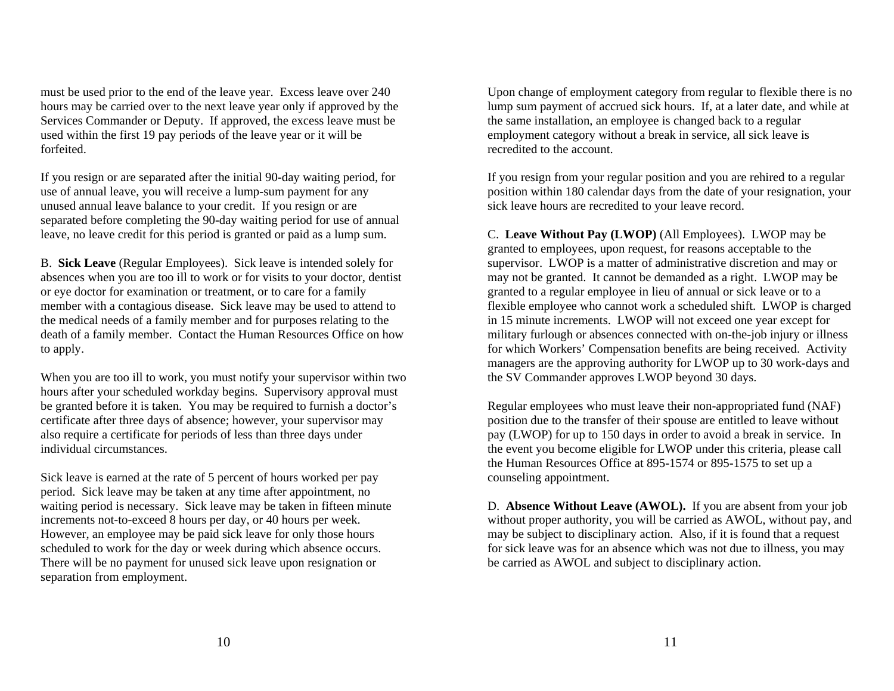must be used prior to the end of the leave year. Excess leave over 240 hours may be carried over to the next leave year only if approved by the Services Commander or Deputy. If approved, the excess leave must be used within the first 19 pay periods of the leave year or it will be forfeited.

If you resign or are separated after the initial 90-day waiting period, for use of annual leave, you will receive a lump-sum payment for any unused annual leave balance to your credit. If you resign or are separated before completing the 90-day waiting period for use of annual leave, no leave credit for this period is granted or paid as a lump sum.

B. **Sick Leave** (Regular Employees). Sick leave is intended solely for absences when you are too ill to work or for visits to your doctor, dentist or eye doctor for examination or treatment, or to care for a family member with a contagious disease. Sick leave may be used to attend to the medical needs of a family member and for purposes relating to the death of a family member. Contact the Human Resources Office on how to apply.

When you are too ill to work, you must notify your supervisor within two hours after your scheduled workday begins. Supervisory approval must be granted before it is taken. You may be required to furnish a doctor's certificate after three days of absence; however, your supervisor may also require a certificate for periods of less than three days under individual circumstances.

Sick leave is earned at the rate of 5 percent of hours worked per pay period. Sick leave may be taken at any time after appointment, no waiting period is necessary. Sick leave may be taken in fifteen minute increments not-to-exceed 8 hours per day, or 40 hours per week. However, an employee may be paid sick leave for only those hours scheduled to work for the day or week during which absence occurs. There will be no payment for unused sick leave upon resignation or separation from employment.

Upon change of employment category from regular to flexible there is no lump sum payment of accrued sick hours. If, at a later date, and while at the same installation, an employee is changed back to a regular employment category without a break in service, all sick leave is recredited to the account.

If you resign from your regular position and you are rehired to a regular position within 180 calendar days from the date of your resignation, your sick leave hours are recredited to your leave record.

C. **Leave Without Pay (LWOP)** (All Employees). LWOP may be granted to employees, upon request, for reasons acceptable to the supervisor. LWOP is a matter of administrative discretion and may or may not be granted. It cannot be demanded as a right. LWOP may be granted to a regular employee in lieu of annual or sick leave or to a flexible employee who cannot work a scheduled shift. LWOP is charged in 15 minute increments. LWOP will not exceed one year except for military furlough or absences connected with on-the-job injury or illness for which Workers' Compensation benefits are being received. Activity managers are the approving authority for LWOP up to 30 work-days and the SV Commander approves LWOP beyond 30 days.

Regular employees who must leave their non-appropriated fund (NAF) position due to the transfer of their spouse are entitled to leave without pay (LWOP) for up to 150 days in order to avoid a break in service. In the event you become eligible for LWOP under this criteria, please call the Human Resources Office at 895-1574 or 895-1575 to set up a counseling appointment.

D. **Absence Without Leave (AWOL).** If you are absent from your job without proper authority, you will be carried as AWOL, without pay, and may be subject to disciplinary action. Also, if it is found that a request for sick leave was for an absence which was not due to illness, you may be carried as AWOL and subject to disciplinary action.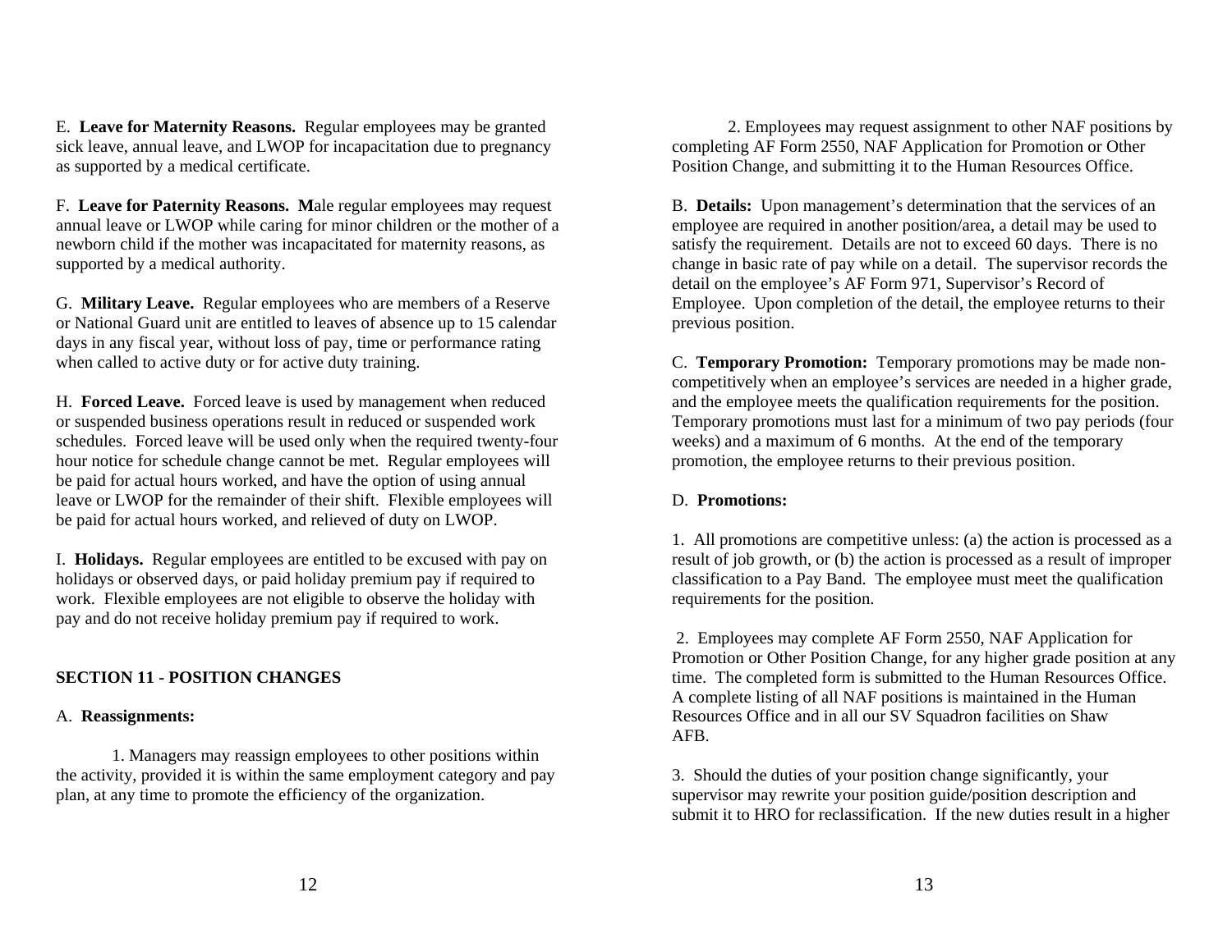E. **Leave for Maternity Reasons.** Regular employees may be granted sick leave, annual leave, and LWOP for incapacitation due to pregnancy as supported by a medical certificate.

F. **Leave for Paternity Reasons.** **M**ale regular employees may request annual leave or LWOP while caring for minor children or the mother of a newborn child if the mother was incapacitated for maternity reasons, as supported by a medical authority.

G. **Military Leave.** Regular employees who are members of a Reserve or National Guard unit are entitled to leaves of absence up to 15 calendar days in any fiscal year, without loss of pay, time or performance rating when called to active duty or for active duty training.

H. **Forced Leave.** Forced leave is used by management when reduced or suspended business operations result in reduced or suspended work schedules. Forced leave will be used only when the required twenty-four hour notice for schedule change cannot be met. Regular employees will be paid for actual hours worked, and have the option of using annual leave or LWOP for the remainder of their shift. Flexible employees will be paid for actual hours worked, and relieved of duty on LWOP.

I. **Holidays.** Regular employees are entitled to be excused with pay on holidays or observed days, or paid holiday premium pay if required to work. Flexible employees are not eligible to observe the holiday with pay and do not receive holiday premium pay if required to work.

## SECTION 11 - POSITION CHANGES

A. **Reassignments:**

1. Managers may reassign employees to other positions within the activity, provided it is within the same employment category and pay plan, at any time to promote the efficiency of the organization.

2. Employees may request assignment to other NAF positions by completing AF Form 2550, NAF Application for Promotion or Other Position Change, and submitting it to the Human Resources Office.

B. **Details:** Upon management's determination that the services of an employee are required in another position/area, a detail may be used to satisfy the requirement. Details are not to exceed 60 days. There is no change in basic rate of pay while on a detail. The supervisor records the detail on the employee's AF Form 971, Supervisor's Record of Employee. Upon completion of the detail, the employee returns to their previous position.

C. **Temporary Promotion:** Temporary promotions may be made non-competitively when an employee's services are needed in a higher grade, and the employee meets the qualification requirements for the position. Temporary promotions must last for a minimum of two pay periods (four weeks) and a maximum of 6 months. At the end of the temporary promotion, the employee returns to their previous position.

D. **Promotions:**

1. All promotions are competitive unless: (a) the action is processed as a result of job growth, or (b) the action is processed as a result of improper classification to a Pay Band. The employee must meet the qualification requirements for the position.

2. Employees may complete AF Form 2550, NAF Application for Promotion or Other Position Change, for any higher grade position at any time. The completed form is submitted to the Human Resources Office. A complete listing of all NAF positions is maintained in the Human Resources Office and in all our SV Squadron facilities on Shaw AFB.

3. Should the duties of your position change significantly, your supervisor may rewrite your position guide/position description and submit it to HRO for reclassification. If the new duties result in a higher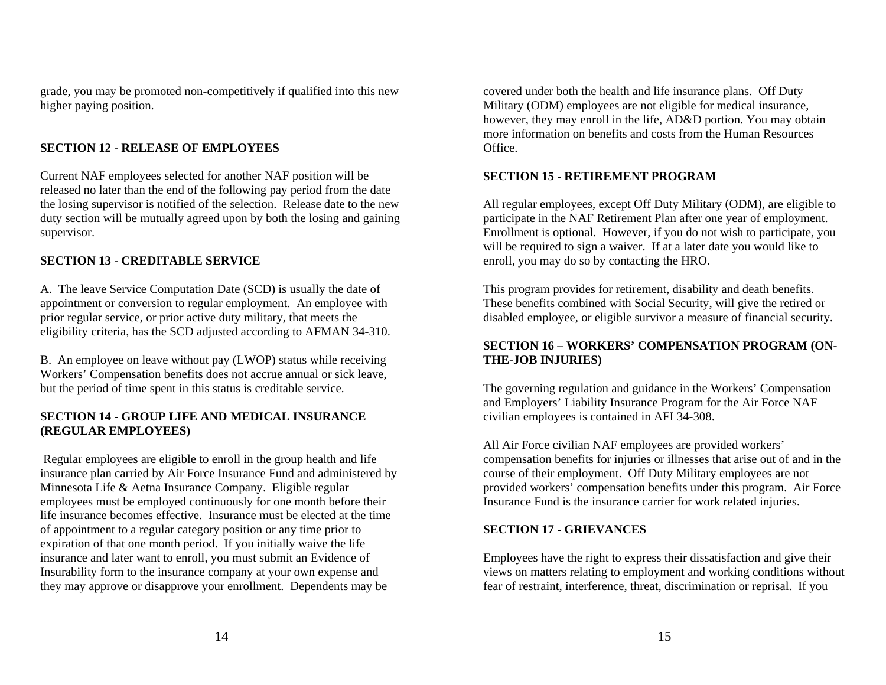grade, you may be promoted non-competitively if qualified into this new higher paying position.

## SECTION 12 - RELEASE OF EMPLOYEES

Current NAF employees selected for another NAF position will be released no later than the end of the following pay period from the date the losing supervisor is notified of the selection. Release date to the new duty section will be mutually agreed upon by both the losing and gaining supervisor.

## SECTION 13 - CREDITABLE SERVICE

A. The leave Service Computation Date (SCD) is usually the date of appointment or conversion to regular employment. An employee with prior regular service, or prior active duty military, that meets the eligibility criteria, has the SCD adjusted according to AFMAN 34-310.

B. An employee on leave without pay (LWOP) status while receiving Workers' Compensation benefits does not accrue annual or sick leave, but the period of time spent in this status is creditable service.

## SECTION 14 - GROUP LIFE AND MEDICAL INSURANCE (REGULAR EMPLOYEES)

Regular employees are eligible to enroll in the group health and life insurance plan carried by Air Force Insurance Fund and administered by Minnesota Life & Aetna Insurance Company. Eligible regular employees must be employed continuously for one month before their life insurance becomes effective. Insurance must be elected at the time of appointment to a regular category position or any time prior to expiration of that one month period. If you initially waive the life insurance and later want to enroll, you must submit an Evidence of Insurability form to the insurance company at your own expense and they may approve or disapprove your enrollment. Dependents may be covered under both the health and life insurance plans. Off Duty Military (ODM) employees are not eligible for medical insurance, however, they may enroll in the life, AD&D portion. You may obtain more information on benefits and costs from the Human Resources Office.

## SECTION 15 - RETIREMENT PROGRAM

All regular employees, except Off Duty Military (ODM), are eligible to participate in the NAF Retirement Plan after one year of employment. Enrollment is optional. However, if you do not wish to participate, you will be required to sign a waiver. If at a later date you would like to enroll, you may do so by contacting the HRO.

This program provides for retirement, disability and death benefits. These benefits combined with Social Security, will give the retired or disabled employee, or eligible survivor a measure of financial security.

## SECTION 16 – WORKERS' COMPENSATION PROGRAM (ON-THE-JOB INJURIES)

The governing regulation and guidance in the Workers' Compensation and Employers' Liability Insurance Program for the Air Force NAF civilian employees is contained in AFI 34-308.

All Air Force civilian NAF employees are provided workers' compensation benefits for injuries or illnesses that arise out of and in the course of their employment. Off Duty Military employees are not provided workers' compensation benefits under this program. Air Force Insurance Fund is the insurance carrier for work related injuries.

## SECTION 17 - GRIEVANCES

Employees have the right to express their dissatisfaction and give their views on matters relating to employment and working conditions without fear of restraint, interference, threat, discrimination or reprisal. If you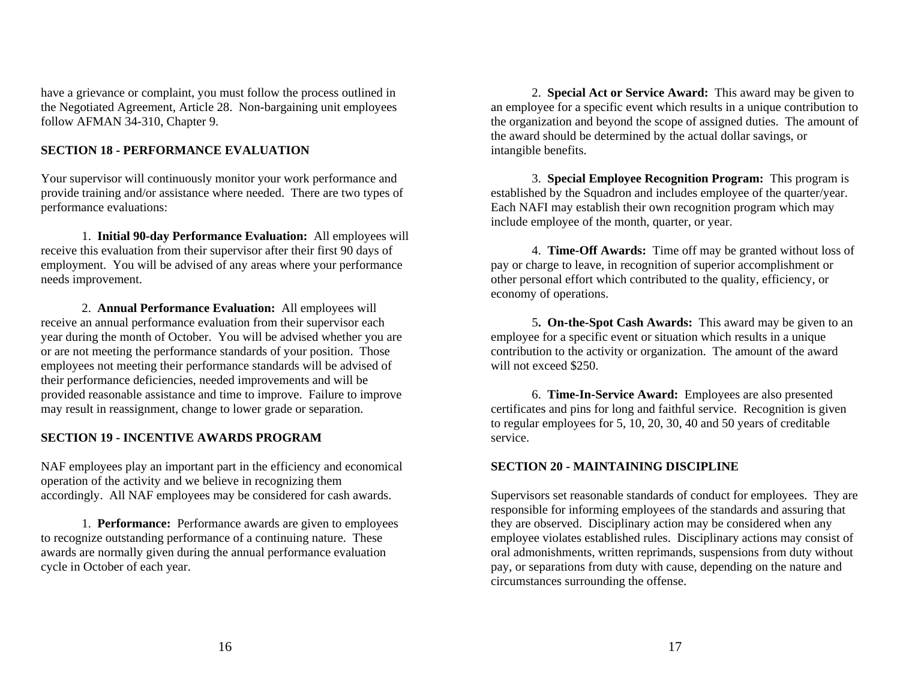have a grievance or complaint, you must follow the process outlined in the Negotiated Agreement, Article 28. Non-bargaining unit employees follow AFMAN 34-310, Chapter 9.

## SECTION 18 - PERFORMANCE EVALUATION

Your supervisor will continuously monitor your work performance and provide training and/or assistance where needed. There are two types of performance evaluations:

1. **Initial 90-day Performance Evaluation:** All employees will receive this evaluation from their supervisor after their first 90 days of employment. You will be advised of any areas where your performance needs improvement.

2. **Annual Performance Evaluation:** All employees will receive an annual performance evaluation from their supervisor each year during the month of October. You will be advised whether you are or are not meeting the performance standards of your position. Those employees not meeting their performance standards will be advised of their performance deficiencies, needed improvements and will be provided reasonable assistance and time to improve. Failure to improve may result in reassignment, change to lower grade or separation.

## SECTION 19 - INCENTIVE AWARDS PROGRAM

NAF employees play an important part in the efficiency and economical operation of the activity and we believe in recognizing them accordingly. All NAF employees may be considered for cash awards.

1. **Performance:** Performance awards are given to employees to recognize outstanding performance of a continuing nature. These awards are normally given during the annual performance evaluation cycle in October of each year.

2. **Special Act or Service Award:** This award may be given to an employee for a specific event which results in a unique contribution to the organization and beyond the scope of assigned duties. The amount of the award should be determined by the actual dollar savings, or intangible benefits.

3. **Special Employee Recognition Program:** This program is established by the Squadron and includes employee of the quarter/year. Each NAFI may establish their own recognition program which may include employee of the month, quarter, or year.

4. **Time-Off Awards:** Time off may be granted without loss of pay or charge to leave, in recognition of superior accomplishment or other personal effort which contributed to the quality, efficiency, or economy of operations.

5. **On-the-Spot Cash Awards:** This award may be given to an employee for a specific event or situation which results in a unique contribution to the activity or organization. The amount of the award will not exceed $250.

6. **Time-In-Service Award:** Employees are also presented certificates and pins for long and faithful service. Recognition is given to regular employees for 5, 10, 20, 30, 40 and 50 years of creditable service.

## SECTION 20 - MAINTAINING DISCIPLINE

Supervisors set reasonable standards of conduct for employees. They are responsible for informing employees of the standards and assuring that they are observed. Disciplinary action may be considered when any employee violates established rules. Disciplinary actions may consist of oral admonishments, written reprimands, suspensions from duty without pay, or separations from duty with cause, depending on the nature and circumstances surrounding the offense.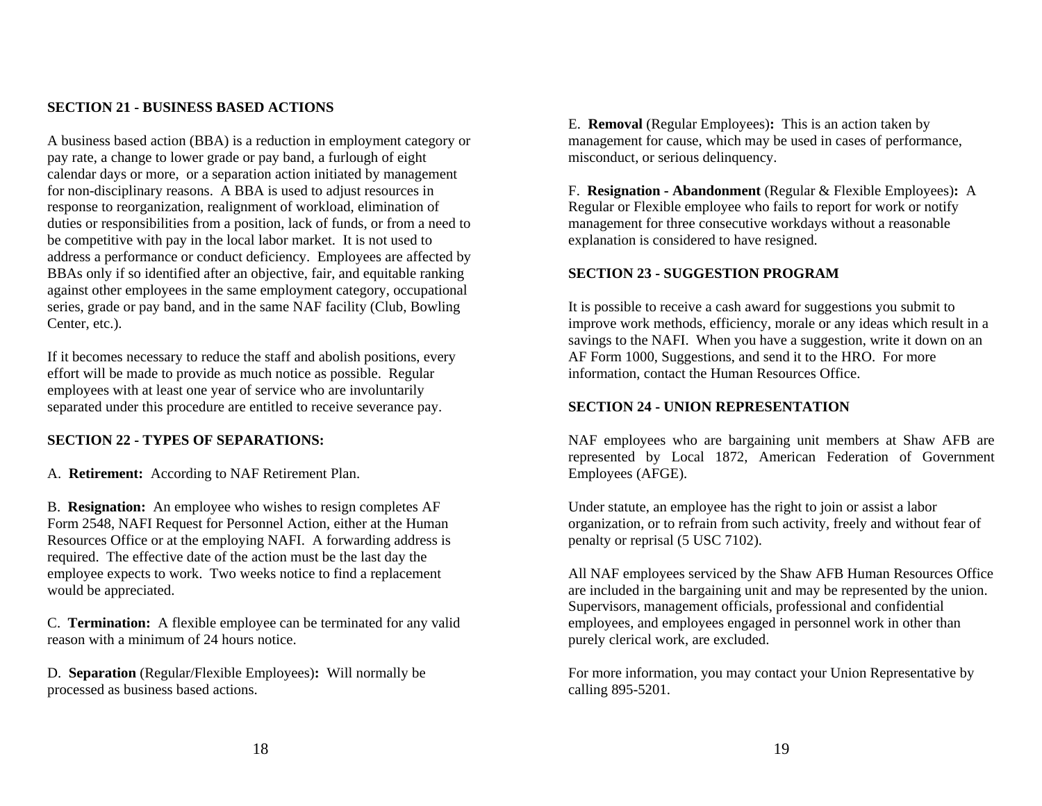## SECTION 21 - BUSINESS BASED ACTIONS

A business based action (BBA) is a reduction in employment category or pay rate, a change to lower grade or pay band, a furlough of eight calendar days or more, or a separation action initiated by management for non-disciplinary reasons. A BBA is used to adjust resources in response to reorganization, realignment of workload, elimination of duties or responsibilities from a position, lack of funds, or from a need to be competitive with pay in the local labor market. It is not used to address a performance or conduct deficiency. Employees are affected by BBAs only if so identified after an objective, fair, and equitable ranking against other employees in the same employment category, occupational series, grade or pay band, and in the same NAF facility (Club, Bowling Center, etc.).

If it becomes necessary to reduce the staff and abolish positions, every effort will be made to provide as much notice as possible. Regular employees with at least one year of service who are involuntarily separated under this procedure are entitled to receive severance pay.

## SECTION 22 - TYPES OF SEPARATIONS:

A. **Retirement:** According to NAF Retirement Plan.

B. **Resignation:** An employee who wishes to resign completes AF Form 2548, NAFI Request for Personnel Action, either at the Human Resources Office or at the employing NAFI. A forwarding address is required. The effective date of the action must be the last day the employee expects to work. Two weeks notice to find a replacement would be appreciated.

C. **Termination:** A flexible employee can be terminated for any valid reason with a minimum of 24 hours notice.

D. **Separation** (Regular/Flexible Employees)**:** Will normally be processed as business based actions.

E. **Removal** (Regular Employees)**:** This is an action taken by management for cause, which may be used in cases of performance, misconduct, or serious delinquency.

F. **Resignation - Abandonment** (Regular & Flexible Employees)**:** A Regular or Flexible employee who fails to report for work or notify management for three consecutive workdays without a reasonable explanation is considered to have resigned.

## SECTION 23 - SUGGESTION PROGRAM

It is possible to receive a cash award for suggestions you submit to improve work methods, efficiency, morale or any ideas which result in a savings to the NAFI. When you have a suggestion, write it down on an AF Form 1000, Suggestions, and send it to the HRO. For more information, contact the Human Resources Office.

## SECTION 24 - UNION REPRESENTATION

NAF employees who are bargaining unit members at Shaw AFB are represented by Local 1872, American Federation of Government Employees (AFGE).

Under statute, an employee has the right to join or assist a labor organization, or to refrain from such activity, freely and without fear of penalty or reprisal (5 USC 7102).

All NAF employees serviced by the Shaw AFB Human Resources Office are included in the bargaining unit and may be represented by the union. Supervisors, management officials, professional and confidential employees, and employees engaged in personnel work in other than purely clerical work, are excluded.

For more information, you may contact your Union Representative by calling 895-5201.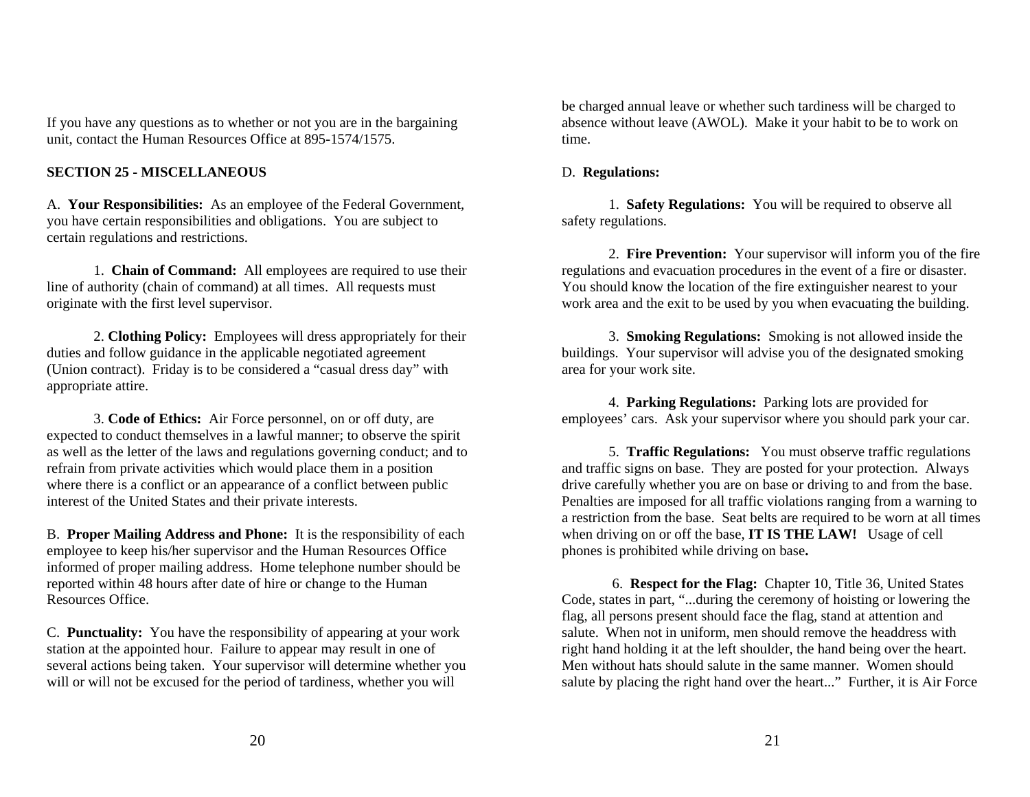If you have any questions as to whether or not you are in the bargaining unit, contact the Human Resources Office at 895-1574/1575.

## SECTION 25 - MISCELLANEOUS

A. **Your Responsibilities:** As an employee of the Federal Government, you have certain responsibilities and obligations. You are subject to certain regulations and restrictions.

1. **Chain of Command:** All employees are required to use their line of authority (chain of command) at all times. All requests must originate with the first level supervisor.

2. **Clothing Policy:** Employees will dress appropriately for their duties and follow guidance in the applicable negotiated agreement (Union contract). Friday is to be considered a "casual dress day" with appropriate attire.

3. **Code of Ethics:** Air Force personnel, on or off duty, are expected to conduct themselves in a lawful manner; to observe the spirit as well as the letter of the laws and regulations governing conduct; and to refrain from private activities which would place them in a position where there is a conflict or an appearance of a conflict between public interest of the United States and their private interests.

B. **Proper Mailing Address and Phone:** It is the responsibility of each employee to keep his/her supervisor and the Human Resources Office informed of proper mailing address. Home telephone number should be reported within 48 hours after date of hire or change to the Human Resources Office.

C. **Punctuality:** You have the responsibility of appearing at your work station at the appointed hour. Failure to appear may result in one of several actions being taken. Your supervisor will determine whether you will or will not be excused for the period of tardiness, whether you will be charged annual leave or whether such tardiness will be charged to absence without leave (AWOL). Make it your habit to be to work on time.

D. **Regulations:**

1. **Safety Regulations:** You will be required to observe all safety regulations.

2. **Fire Prevention:** Your supervisor will inform you of the fire regulations and evacuation procedures in the event of a fire or disaster. You should know the location of the fire extinguisher nearest to your work area and the exit to be used by you when evacuating the building.

3. **Smoking Regulations:** Smoking is not allowed inside the buildings. Your supervisor will advise you of the designated smoking area for your work site.

4. **Parking Regulations:** Parking lots are provided for employees' cars. Ask your supervisor where you should park your car.

5. **Traffic Regulations:** You must observe traffic regulations and traffic signs on base. They are posted for your protection. Always drive carefully whether you are on base or driving to and from the base. Penalties are imposed for all traffic violations ranging from a warning to a restriction from the base. Seat belts are required to be worn at all times when driving on or off the base, **IT IS THE LAW!** Usage of cell phones is prohibited while driving on base**.**

6. **Respect for the Flag:** Chapter 10, Title 36, United States Code, states in part, "...during the ceremony of hoisting or lowering the flag, all persons present should face the flag, stand at attention and salute. When not in uniform, men should remove the headdress with right hand holding it at the left shoulder, the hand being over the heart. Men without hats should salute in the same manner. Women should salute by placing the right hand over the heart..." Further, it is Air Force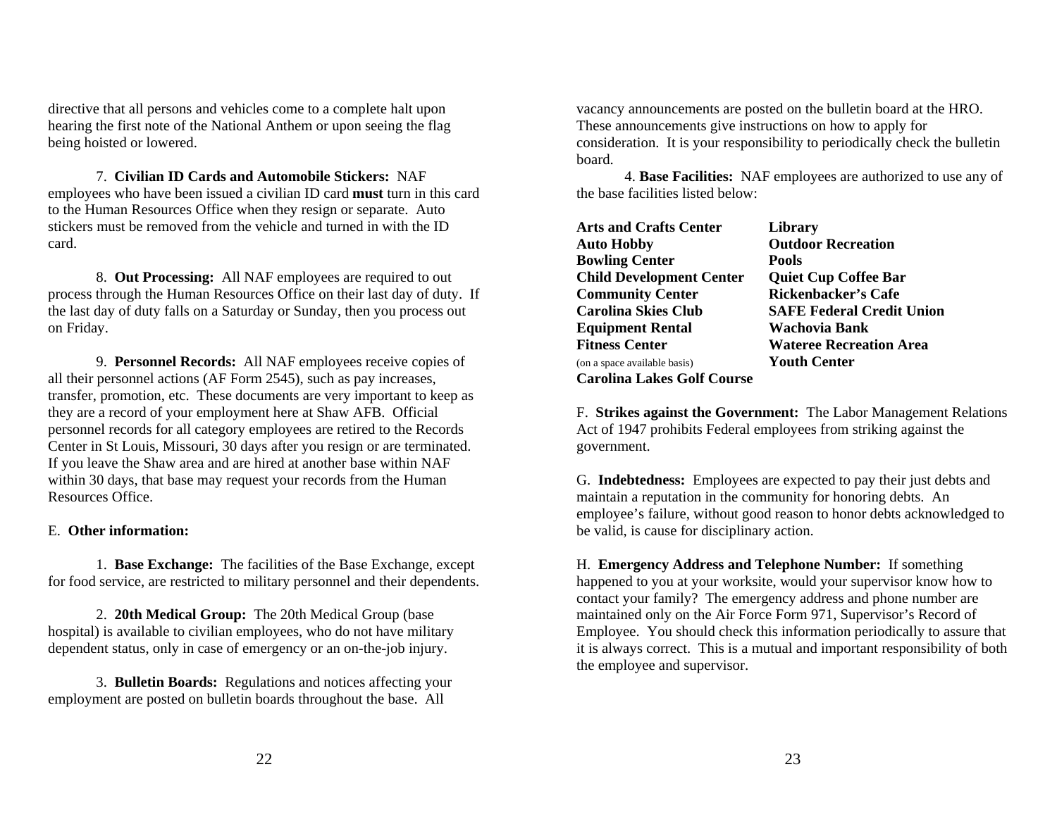directive that all persons and vehicles come to a complete halt upon hearing the first note of the National Anthem or upon seeing the flag being hoisted or lowered.

7. **Civilian ID Cards and Automobile Stickers:** NAF employees who have been issued a civilian ID card **must** turn in this card to the Human Resources Office when they resign or separate. Auto stickers must be removed from the vehicle and turned in with the ID card.

8. **Out Processing:** All NAF employees are required to out process through the Human Resources Office on their last day of duty. If the last day of duty falls on a Saturday or Sunday, then you process out on Friday.

9. **Personnel Records:** All NAF employees receive copies of all their personnel actions (AF Form 2545), such as pay increases, transfer, promotion, etc. These documents are very important to keep as they are a record of your employment here at Shaw AFB. Official personnel records for all category employees are retired to the Records Center in St Louis, Missouri, 30 days after you resign or are terminated. If you leave the Shaw area and are hired at another base within NAF within 30 days, that base may request your records from the Human Resources Office.

E. **Other information:**

1. **Base Exchange:** The facilities of the Base Exchange, except for food service, are restricted to military personnel and their dependents.

2. **20th Medical Group:** The 20th Medical Group (base hospital) is available to civilian employees, who do not have military dependent status, only in case of emergency or an on-the-job injury.

3. **Bulletin Boards:** Regulations and notices affecting your employment are posted on bulletin boards throughout the base. All vacancy announcements are posted on the bulletin board at the HRO. These announcements give instructions on how to apply for consideration. It is your responsibility to periodically check the bulletin board.

4. **Base Facilities:** NAF employees are authorized to use any of the base facilities listed below:

| | |
|---|---|
| **Arts and Crafts Center** | **Library** |
| **Auto Hobby** | **Outdoor Recreation** |
| **Bowling Center** | **Pools** |
| **Child Development Center** | **Quiet Cup Coffee Bar** |
| **Community Center** | **Rickenbacker's Cafe** |
| **Carolina Skies Club** | **SAFE Federal Credit Union** |
| **Equipment Rental** | **Wachovia Bank** |
| **Fitness Center** | **Wateree Recreation Area** |
| (on a space available basis) | **Youth Center** |
| **Carolina Lakes Golf Course** | |

F. **Strikes against the Government:** The Labor Management Relations Act of 1947 prohibits Federal employees from striking against the government.

G. **Indebtedness:** Employees are expected to pay their just debts and maintain a reputation in the community for honoring debts. An employee's failure, without good reason to honor debts acknowledged to be valid, is cause for disciplinary action.

H. **Emergency Address and Telephone Number:** If something happened to you at your worksite, would your supervisor know how to contact your family? The emergency address and phone number are maintained only on the Air Force Form 971, Supervisor's Record of Employee. You should check this information periodically to assure that it is always correct. This is a mutual and important responsibility of both the employee and supervisor.